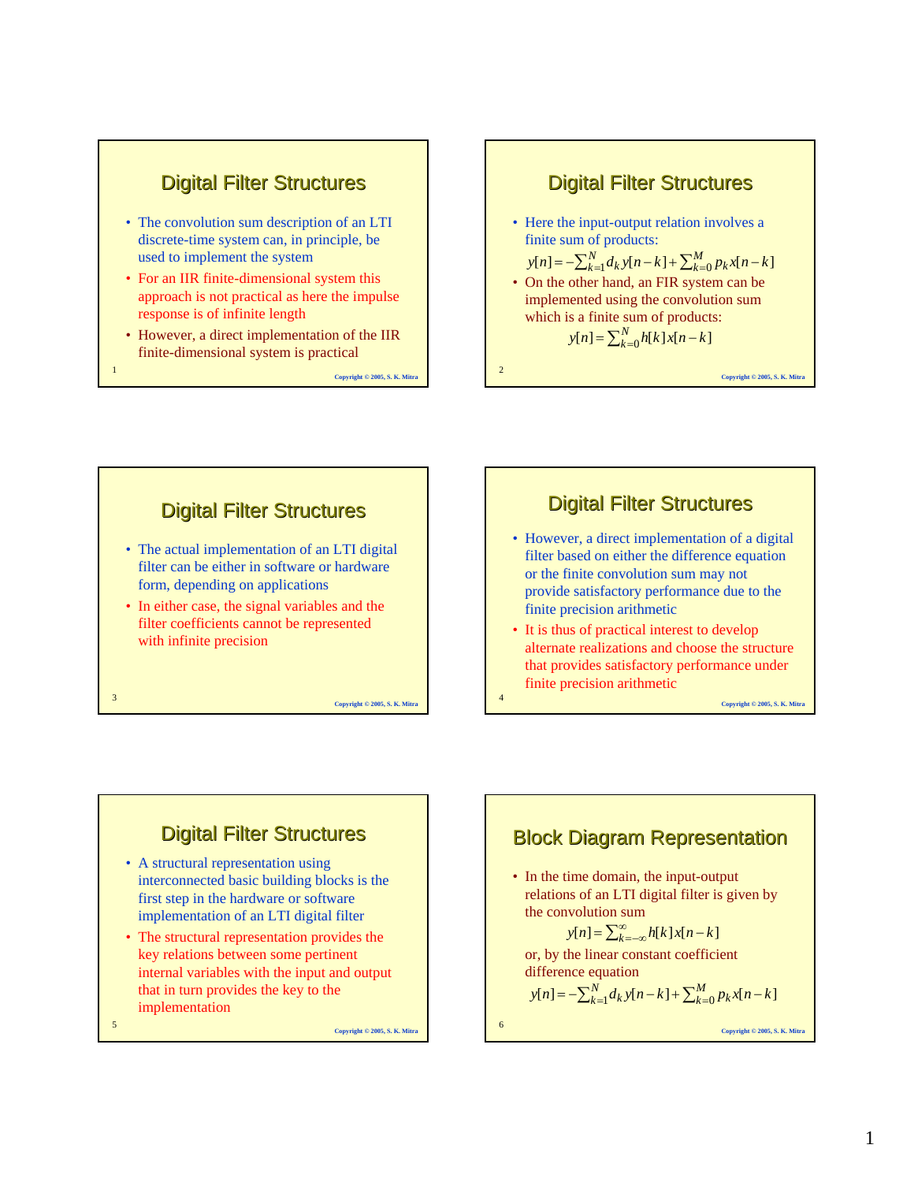# Digital Filter Structures

- The convolution sum description of an LTI discrete-time system can, in principle, be used to implement the system
- For an IIR finite-dimensional system this approach is not practical as here the impulse response is of infinite length
- However, a direct implementation of the IIR finite-dimensional system is practical

# Digital Filter Structures

- Here the input-output relation involves a finite sum of products:

$$y[n] = -\sum_{k=1}^{N} d_k y[n-k] + \sum_{k=0}^{M} p_k x[n-k]$$

- On the other hand, an FIR system can be implemented using the convolution sum which is a finite sum of products:

$$y[n] = \sum_{k=0}^{N} h[k] x[n-k]$$

# Digital Filter Structures

- The actual implementation of an LTI digital filter can be either in software or hardware form, depending on applications
- In either case, the signal variables and the filter coefficients cannot be represented with infinite precision

# Digital Filter Structures

- However, a direct implementation of a digital filter based on either the difference equation or the finite convolution sum may not provide satisfactory performance due to the finite precision arithmetic
- It is thus of practical interest to develop alternate realizations and choose the structure that provides satisfactory performance under finite precision arithmetic

# Digital Filter Structures

- A structural representation using interconnected basic building blocks is the first step in the hardware or software implementation of an LTI digital filter
- The structural representation provides the key relations between some pertinent internal variables with the input and output that in turn provides the key to the implementation

# Block Diagram Representation

- In the time domain, the input-output relations of an LTI digital filter is given by the convolution sum

$$y[n] = \sum_{k=-\infty}^{\infty} h[k] x[n-k]$$

or, by the linear constant coefficient difference equation

$$y[n] = -\sum_{k=1}^{N} d_k y[n-k] + \sum_{k=0}^{M} p_k x[n-k]$$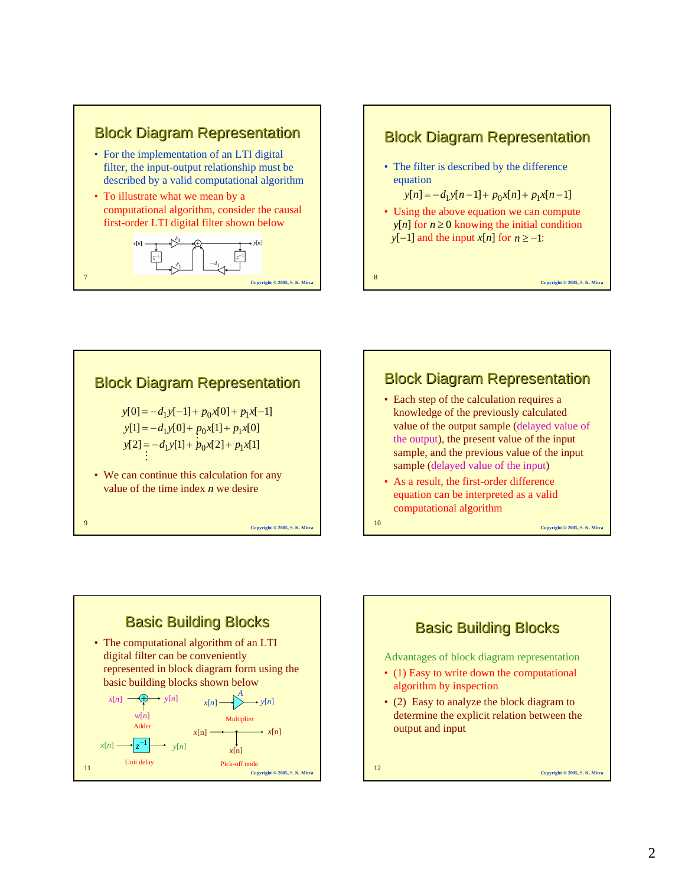## Block Diagram Representation

- For the implementation of an LTI digital filter, the input-output relationship must be described by a valid computational algorithm
- To illustrate what we mean by a computational algorithm, consider the causal first-order LTI digital filter shown below

## Block Diagram Representation

- The filter is described by the difference equation

$$y[n] = -d_1 y[n-1] + p_0 x[n] + p_1 x[n-1]$$

- Using the above equation we can compute $y[n]$ for $n \geq 0$ knowing the initial condition $y[-1]$ and the input $x[n]$ for $n \geq -1$:

## Block Diagram Representation

$$y[0] = -d_1 y[-1] + p_0 x[0] + p_1 x[-1]$$
$$y[1] = -d_1 y[0] + p_0 x[1] + p_1 x[0]$$
$$y[2] = -d_1 y[1] + p_0 x[2] + p_1 x[1]$$
$$\vdots$$

- We can continue this calculation for any value of the time index $n$ we desire

## Block Diagram Representation

- Each step of the calculation requires a knowledge of the previously calculated value of the output sample (delayed value of the output), the present value of the input sample, and the previous value of the input sample (delayed value of the input)
- As a result, the first-order difference equation can be interpreted as a valid computational algorithm

## Basic Building Blocks

- The computational algorithm of an LTI digital filter can be conveniently represented in block diagram form using the basic building blocks shown below

Adder, Multiplier, Unit delay, Pick-off node

## Basic Building Blocks

Advantages of block diagram representation

- (1) Easy to write down the computational algorithm by inspection
- (2) Easy to analyze the block diagram to determine the explicit relation between the output and input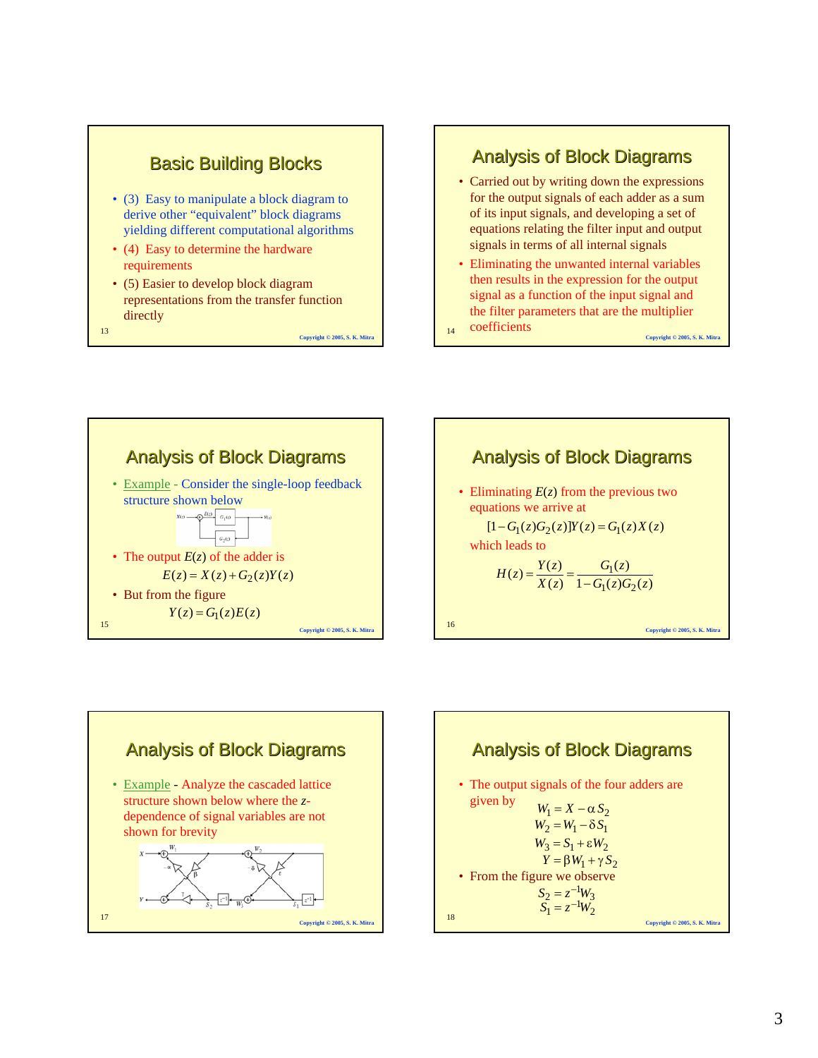## Basic Building Blocks

- (3) Easy to manipulate a block diagram to derive other "equivalent" block diagrams yielding different computational algorithms
- (4) Easy to determine the hardware requirements
- (5) Easier to develop block diagram representations from the transfer function directly

## Analysis of Block Diagrams

- Carried out by writing down the expressions for the output signals of each adder as a sum of its input signals, and developing a set of equations relating the filter input and output signals in terms of all internal signals
- Eliminating the unwanted internal variables then results in the expression for the output signal as a function of the input signal and the filter parameters that are the multiplier coefficients

## Analysis of Block Diagrams

- Example - Consider the single-loop feedback structure shown below
- The output $E(z)$ of the adder is

$$E(z) = X(z) + G_2(z)Y(z)$$

- But from the figure

$$Y(z) = G_1(z)E(z)$$

## Analysis of Block Diagrams

- Eliminating $E(z)$ from the previous two equations we arrive at

$$[1 - G_1(z)G_2(z)]Y(z) = G_1(z)X(z)$$

which leads to

$$H(z) = \frac{Y(z)}{X(z)} = \frac{G_1(z)}{1 - G_1(z)G_2(z)}$$

## Analysis of Block Diagrams

- Example - Analyze the cascaded lattice structure shown below where the $z$-dependence of signal variables are not shown for brevity

## Analysis of Block Diagrams

- The output signals of the four adders are given by

$$W_1 = X - \alpha S_2$$
$$W_2 = W_1 - \delta S_1$$
$$W_3 = S_1 + \varepsilon W_2$$
$$Y = \beta W_1 + \gamma S_2$$

- From the figure we observe

$$S_2 = z^{-1} W_3$$
$$S_1 = z^{-1} W_2$$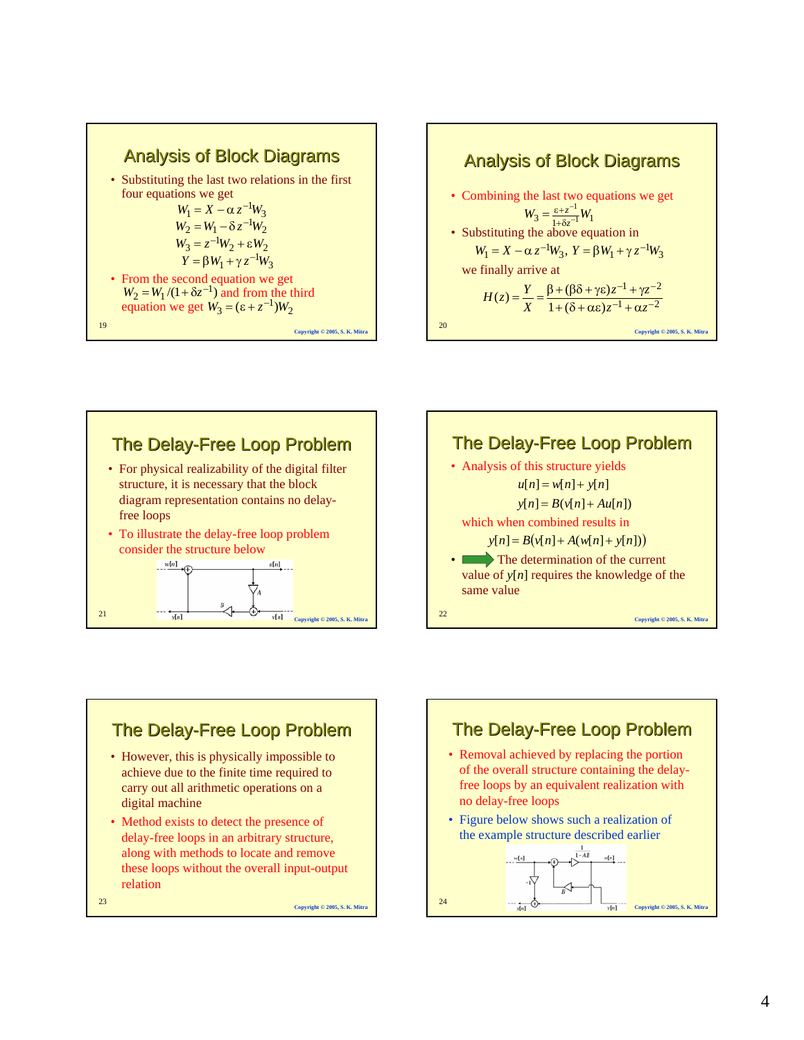## Analysis of Block Diagrams

- Substituting the last two relations in the first four equations we get

$$W_1 = X - \alpha z^{-1} W_3$$
$$W_2 = W_1 - \delta z^{-1} W_2$$
$$W_3 = z^{-1} W_2 + \varepsilon W_2$$
$$Y = \beta W_1 + \gamma z^{-1} W_3$$

- From the second equation we get $W_2 = W_1/(1+\delta z^{-1})$ and from the third equation we get $W_3 = (\varepsilon + z^{-1}) W_2$

## Analysis of Block Diagrams

- Combining the last two equations we get

$$W_3 = \frac{\varepsilon + z^{-1}}{1+\delta z^{-1}} W_1$$

- Substituting the above equation in

$$W_1 = X - \alpha z^{-1} W_3, \; Y = \beta W_1 + \gamma z^{-1} W_3$$

we finally arrive at

$$H(z) = \frac{Y}{X} = \frac{\beta + (\beta\delta + \gamma\varepsilon) z^{-1} + \gamma z^{-2}}{1 + (\delta + \alpha\varepsilon) z^{-1} + \alpha z^{-2}}$$

## The Delay-Free Loop Problem

- For physical realizability of the digital filter structure, it is necessary that the block diagram representation contains no delay-free loops
- To illustrate the delay-free loop problem consider the structure below

## The Delay-Free Loop Problem

- Analysis of this structure yields

$$u[n] = w[n] + y[n]$$
$$y[n] = B(v[n] + Au[n])$$

which when combined results in

$$y[n] = B(v[n] + A(w[n] + y[n]))$$

- The determination of the current value of $y[n]$ requires the knowledge of the same value

## The Delay-Free Loop Problem

- However, this is physically impossible to achieve due to the finite time required to carry out all arithmetic operations on a digital machine
- Method exists to detect the presence of delay-free loops in an arbitrary structure, along with methods to locate and remove these loops without the overall input-output relation

## The Delay-Free Loop Problem

- Removal achieved by replacing the portion of the overall structure containing the delay-free loops by an equivalent realization with no delay-free loops
- Figure below shows such a realization of the example structure described earlier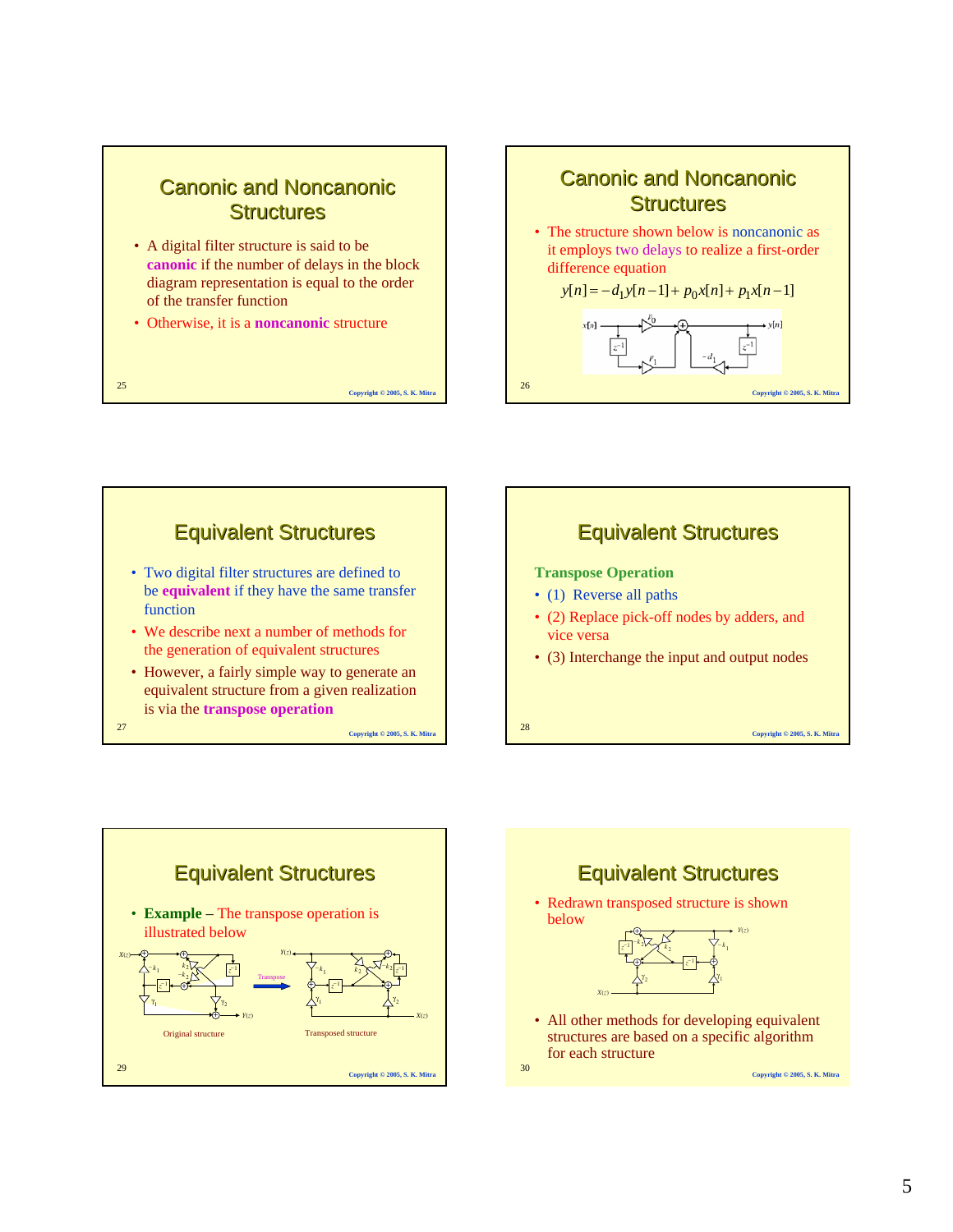## Canonic and Noncanonic Structures

- A digital filter structure is said to be **canonic** if the number of delays in the block diagram representation is equal to the order of the transfer function
- Otherwise, it is a **noncanonic** structure

## Canonic and Noncanonic Structures

- The structure shown below is noncanonic as it employs two delays to realize a first-order difference equation

$$y[n] = -d_1 y[n-1] + p_0 x[n] + p_1 x[n-1]$$

## Equivalent Structures

- Two digital filter structures are defined to be **equivalent** if they have the same transfer function
- We describe next a number of methods for the generation of equivalent structures
- However, a fairly simple way to generate an equivalent structure from a given realization is via the **transpose operation**

## Equivalent Structures

**Transpose Operation**

- (1) Reverse all paths
- (2) Replace pick-off nodes by adders, and vice versa
- (3) Interchange the input and output nodes

## Equivalent Structures

- **Example** – The transpose operation is illustrated below

Original structure

Transposed structure

## Equivalent Structures

- Redrawn transposed structure is shown below
- All other methods for developing equivalent structures are based on a specific algorithm for each structure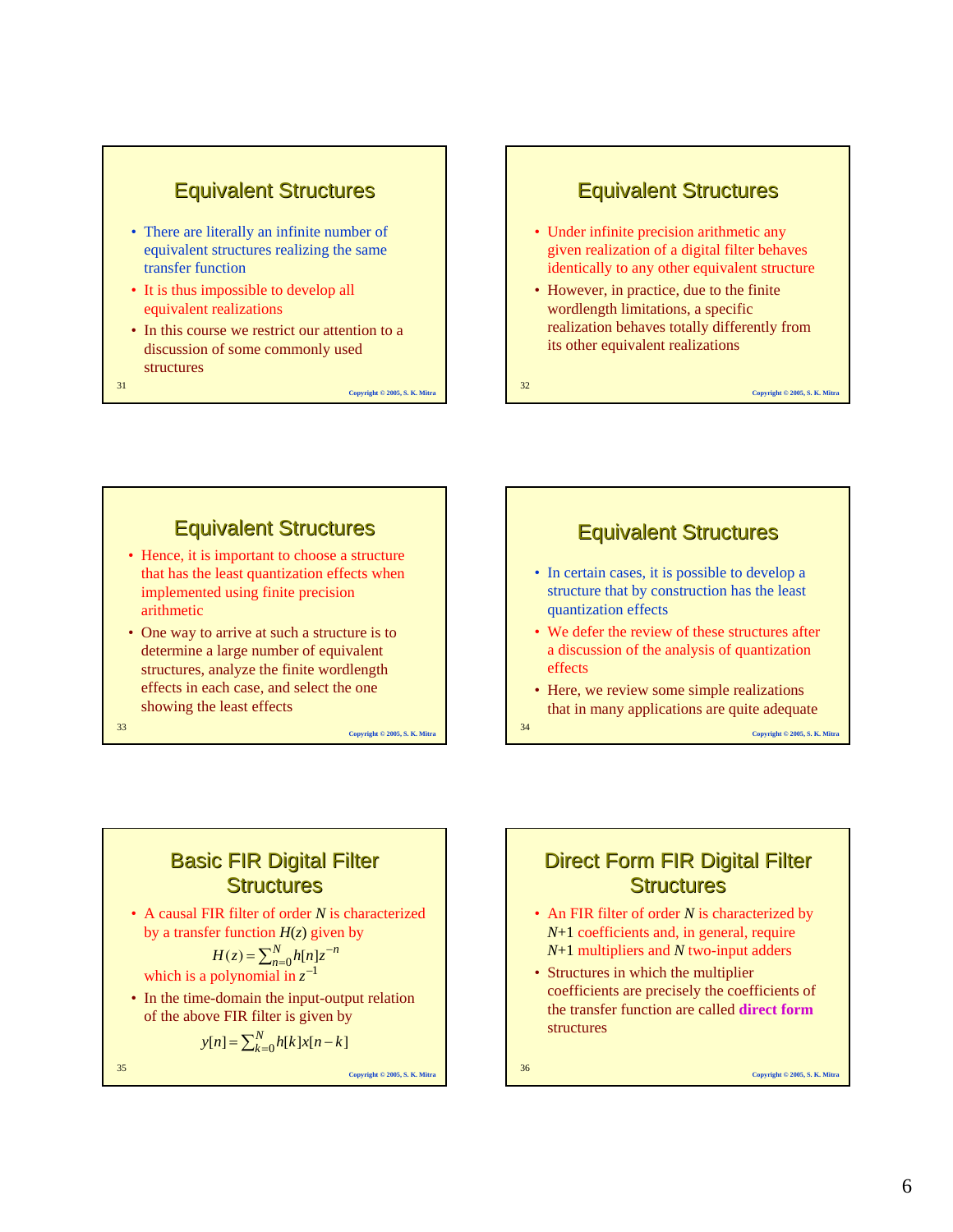## Equivalent Structures

- There are literally an infinite number of equivalent structures realizing the same transfer function
- It is thus impossible to develop all equivalent realizations
- In this course we restrict our attention to a discussion of some commonly used structures

## Equivalent Structures

- Under infinite precision arithmetic any given realization of a digital filter behaves identically to any other equivalent structure
- However, in practice, due to the finite wordlength limitations, a specific realization behaves totally differently from its other equivalent realizations

## Equivalent Structures

- Hence, it is important to choose a structure that has the least quantization effects when implemented using finite precision arithmetic
- One way to arrive at such a structure is to determine a large number of equivalent structures, analyze the finite wordlength effects in each case, and select the one showing the least effects

## Equivalent Structures

- In certain cases, it is possible to develop a structure that by construction has the least quantization effects
- We defer the review of these structures after a discussion of the analysis of quantization effects
- Here, we review some simple realizations that in many applications are quite adequate

## Basic FIR Digital Filter Structures

- A causal FIR filter of order $N$ is characterized by a transfer function $H(z)$ given by
  $$H(z) = \sum_{n=0}^{N} h[n]z^{-n}$$
  which is a polynomial in $z^{-1}$
- In the time-domain the input-output relation of the above FIR filter is given by
  $$y[n] = \sum_{k=0}^{N} h[k]x[n-k]$$

## Direct Form FIR Digital Filter Structures

- An FIR filter of order $N$ is characterized by $N+1$ coefficients and, in general, require $N+1$ multipliers and $N$ two-input adders
- Structures in which the multiplier coefficients are precisely the coefficients of the transfer function are called **direct form** structures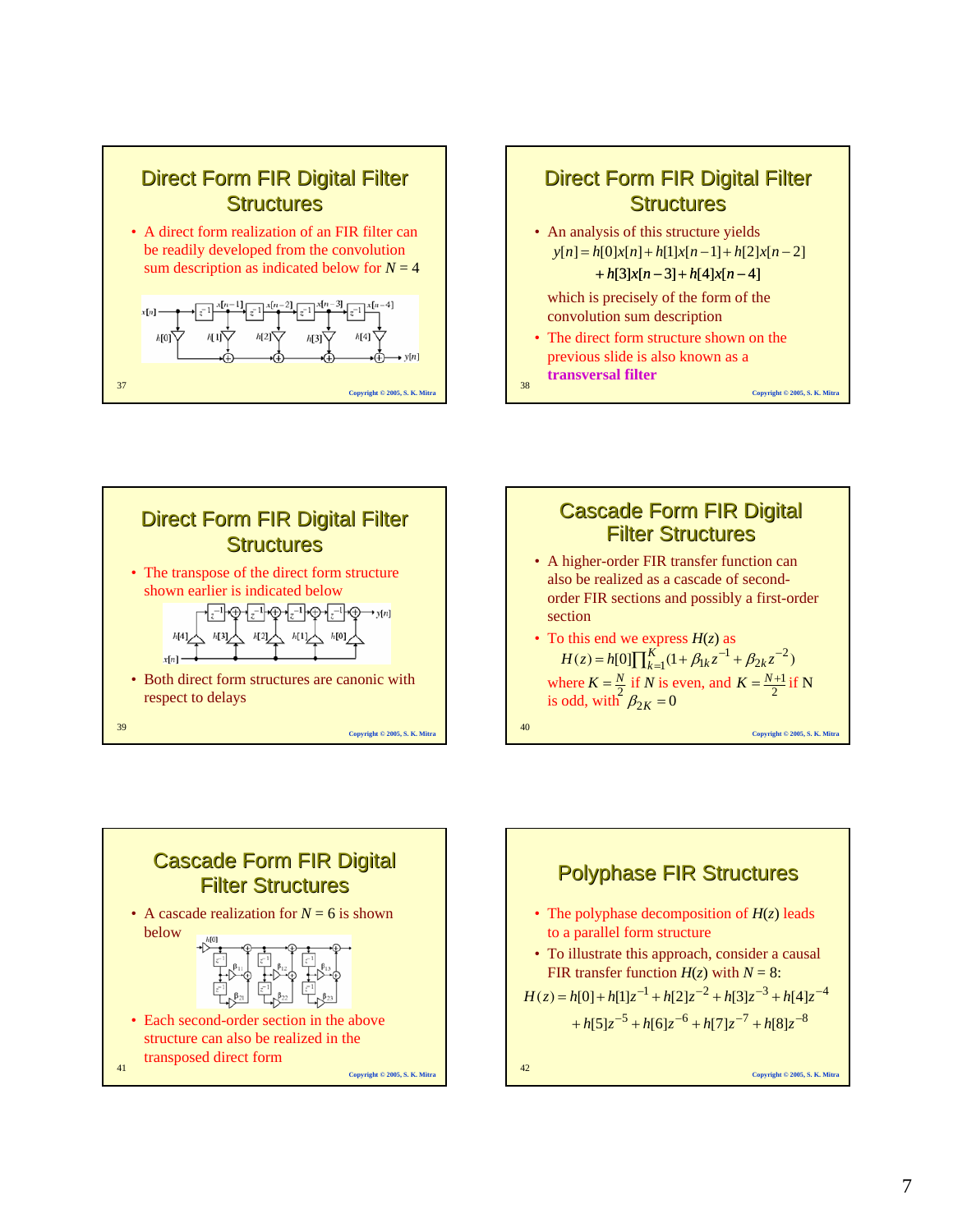## Direct Form FIR Digital Filter Structures

- A direct form realization of an FIR filter can be readily developed from the convolution sum description as indicated below for $N = 4$

## Direct Form FIR Digital Filter Structures

- An analysis of this structure yields

$$y[n] = h[0]x[n] + h[1]x[n-1] + h[2]x[n-2] + h[3]x[n-3] + h[4]x[n-4]$$

which is precisely of the form of the convolution sum description

- The direct form structure shown on the previous slide is also known as a **transversal filter**

## Direct Form FIR Digital Filter Structures

- The transpose of the direct form structure shown earlier is indicated below
- Both direct form structures are canonic with respect to delays

## Cascade Form FIR Digital Filter Structures

- A higher-order FIR transfer function can also be realized as a cascade of second-order FIR sections and possibly a first-order section
- To this end we express $H(z)$ as

$$H(z) = h[0]\prod_{k=1}^{K}(1 + \beta_{1k}z^{-1} + \beta_{2k}z^{-2})$$

where $K = \frac{N}{2}$ if $N$ is even, and $K = \frac{N+1}{2}$ if N is odd, with $\beta_{2K} = 0$

## Cascade Form FIR Digital Filter Structures

- A cascade realization for $N = 6$ is shown below
- Each second-order section in the above structure can also be realized in the transposed direct form

## Polyphase FIR Structures

- The polyphase decomposition of $H(z)$ leads to a parallel form structure
- To illustrate this approach, consider a causal FIR transfer function $H(z)$ with $N = 8$:

$$H(z) = h[0] + h[1]z^{-1} + h[2]z^{-2} + h[3]z^{-3} + h[4]z^{-4} + h[5]z^{-5} + h[6]z^{-6} + h[7]z^{-7} + h[8]z^{-8}$$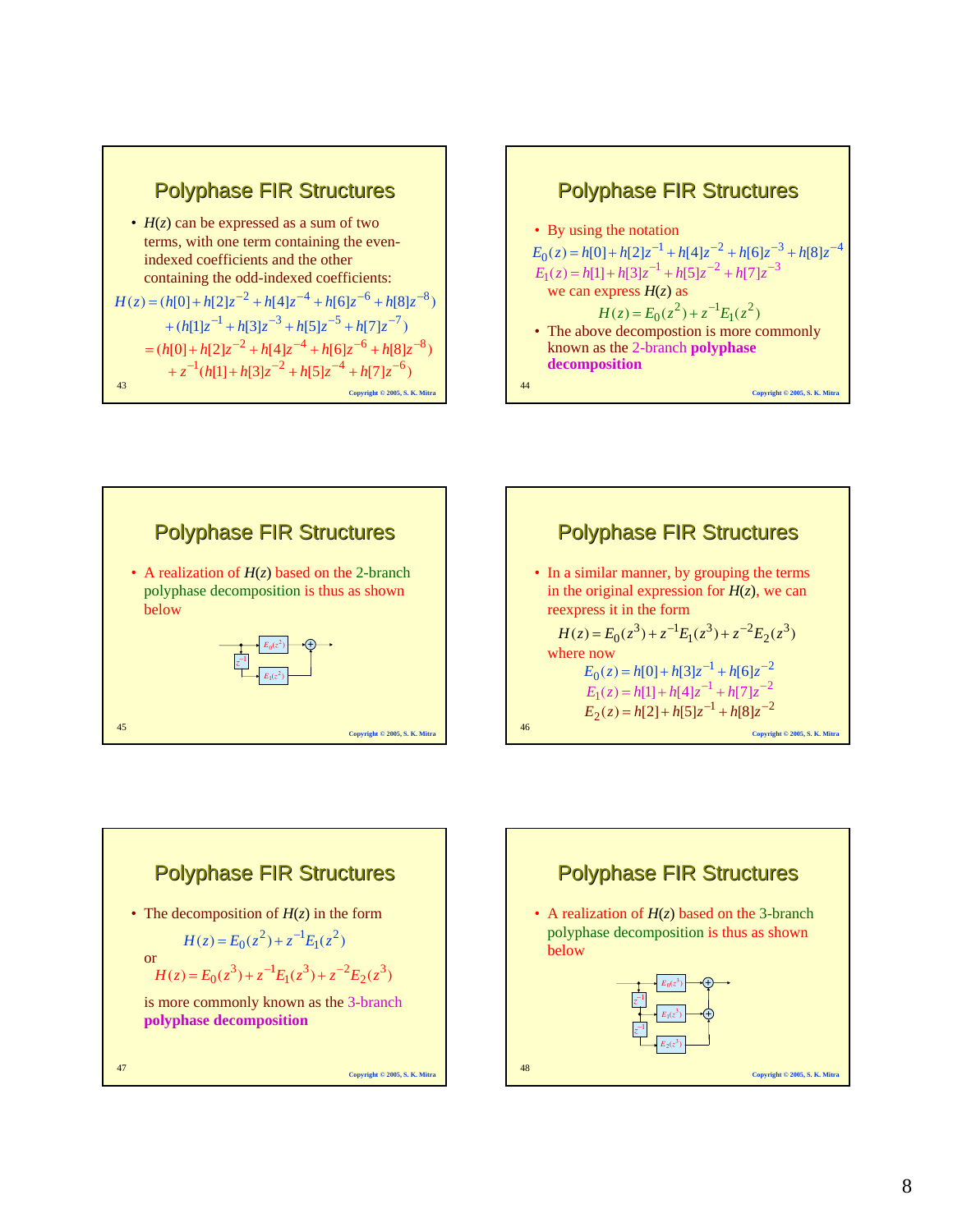## Polyphase FIR Structures

- $H(z)$ can be expressed as a sum of two terms, with one term containing the even-indexed coefficients and the other containing the odd-indexed coefficients:

$$H(z) = (h[0] + h[2]z^{-2} + h[4]z^{-4} + h[6]z^{-6} + h[8]z^{-8})$$
$$+ (h[1]z^{-1} + h[3]z^{-3} + h[5]z^{-5} + h[7]z^{-7})$$
$$= (h[0] + h[2]z^{-2} + h[4]z^{-4} + h[6]z^{-6} + h[8]z^{-8})$$
$$+ z^{-1}(h[1] + h[3]z^{-2} + h[5]z^{-4} + h[7]z^{-6})$$

## Polyphase FIR Structures

- By using the notation

$$E_0(z) = h[0] + h[2]z^{-1} + h[4]z^{-2} + h[6]z^{-3} + h[8]z^{-4}$$
$$E_1(z) = h[1] + h[3]z^{-1} + h[5]z^{-2} + h[7]z^{-3}$$

we can express $H(z)$ as

$$H(z) = E_0(z^2) + z^{-1}E_1(z^2)$$

- The above decompostion is more commonly known as the 2-branch **polyphase decomposition**

## Polyphase FIR Structures

- A realization of $H(z)$ based on the 2-branch polyphase decomposition is thus as shown below

## Polyphase FIR Structures

- In a similar manner, by grouping the terms in the original expression for $H(z)$, we can reexpress it in the form

$$H(z) = E_0(z^3) + z^{-1}E_1(z^3) + z^{-2}E_2(z^3)$$

where now

$$E_0(z) = h[0] + h[3]z^{-1} + h[6]z^{-2}$$
$$E_1(z) = h[1] + h[4]z^{-1} + h[7]z^{-2}$$
$$E_2(z) = h[2] + h[5]z^{-1} + h[8]z^{-2}$$

## Polyphase FIR Structures

- The decomposition of $H(z)$ in the form

$$H(z) = E_0(z^2) + z^{-1}E_1(z^2)$$

or

$$H(z) = E_0(z^3) + z^{-1}E_1(z^3) + z^{-2}E_2(z^3)$$

is more commonly known as the 3-branch **polyphase decomposition**

## Polyphase FIR Structures

- A realization of $H(z)$ based on the 3-branch polyphase decomposition is thus as shown below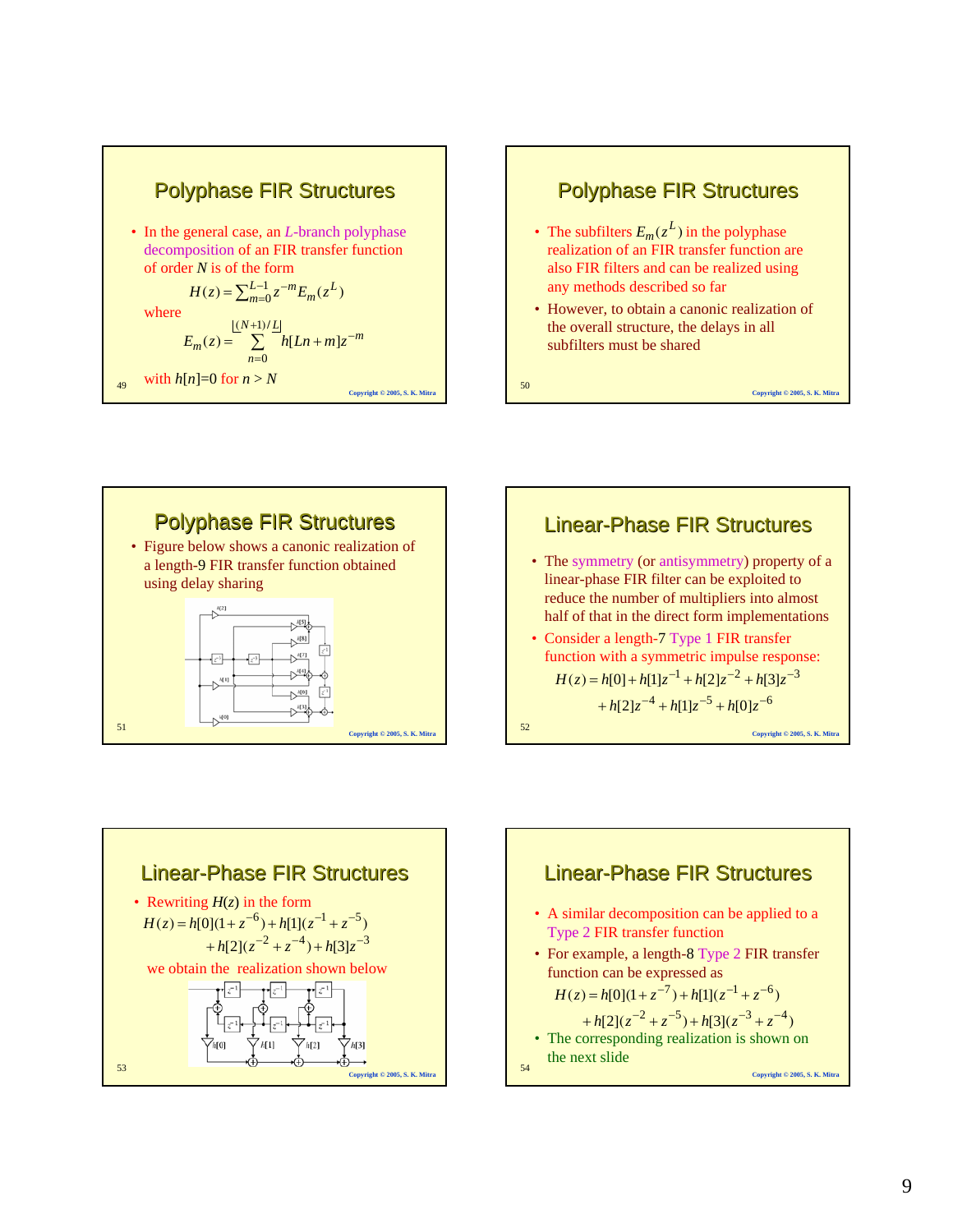## Polyphase FIR Structures

- In the general case, an $L$-branch polyphase decomposition of an FIR transfer function of order $N$ is of the form

$$H(z) = \sum_{m=0}^{L-1} z^{-m} E_m(z^L)$$

where

$$E_m(z) = \sum_{n=0}^{\lfloor (N+1)/L \rfloor} h[Ln+m] z^{-m}$$

with $h[n]$=0 for $n > N$

## Polyphase FIR Structures

- The subfilters $E_m(z^L)$ in the polyphase realization of an FIR transfer function are also FIR filters and can be realized using any methods described so far
- However, to obtain a canonic realization of the overall structure, the delays in all subfilters must be shared

## Polyphase FIR Structures

- Figure below shows a canonic realization of a length-9 FIR transfer function obtained using delay sharing

## Linear-Phase FIR Structures

- The symmetry (or antisymmetry) property of a linear-phase FIR filter can be exploited to reduce the number of multipliers into almost half of that in the direct form implementations
- Consider a length-7 Type 1 FIR transfer function with a symmetric impulse response:

$$H(z) = h[0] + h[1]z^{-1} + h[2]z^{-2} + h[3]z^{-3}$$
$$+ h[2]z^{-4} + h[1]z^{-5} + h[0]z^{-6}$$

## Linear-Phase FIR Structures

- Rewriting $H(z)$ in the form

$$H(z) = h[0](1 + z^{-6}) + h[1](z^{-1} + z^{-5})$$
$$+ h[2](z^{-2} + z^{-4}) + h[3]z^{-3}$$

we obtain the realization shown below

## Linear-Phase FIR Structures

- A similar decomposition can be applied to a Type 2 FIR transfer function
- For example, a length-8 Type 2 FIR transfer function can be expressed as

$$H(z) = h[0](1 + z^{-7}) + h[1](z^{-1} + z^{-6})$$
$$+ h[2](z^{-2} + z^{-5}) + h[3](z^{-3} + z^{-4})$$

- The corresponding realization is shown on the next slide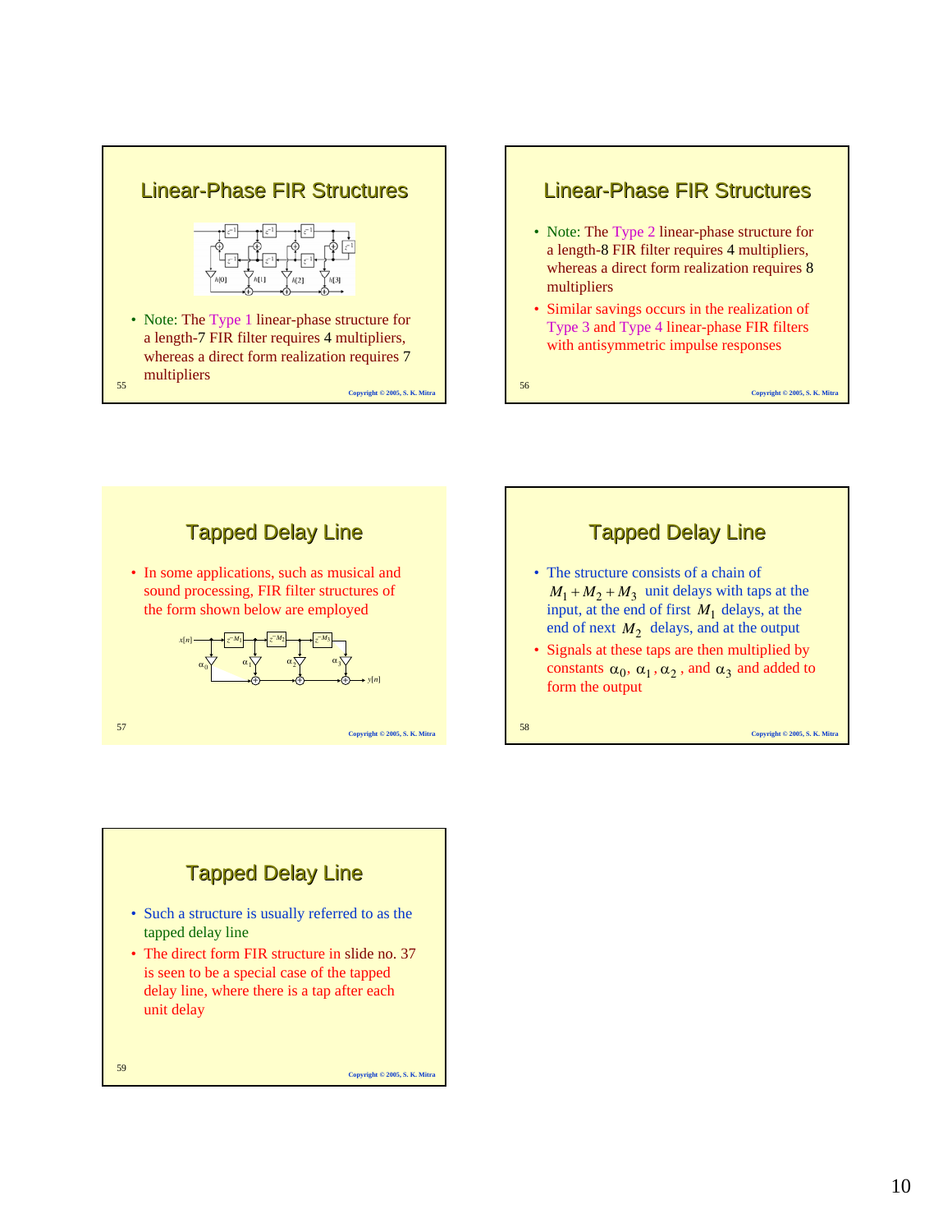## Linear-Phase FIR Structures

- Note: The Type 1 linear-phase structure for a length-7 FIR filter requires 4 multipliers, whereas a direct form realization requires 7 multipliers

## Linear-Phase FIR Structures

- Note: The Type 2 linear-phase structure for a length-8 FIR filter requires 4 multipliers, whereas a direct form realization requires 8 multipliers
- Similar savings occurs in the realization of Type 3 and Type 4 linear-phase FIR filters with antisymmetric impulse responses

## Tapped Delay Line

- In some applications, such as musical and sound processing, FIR filter structures of the form shown below are employed

## Tapped Delay Line

- The structure consists of a chain of $M_1 + M_2 + M_3$ unit delays with taps at the input, at the end of first $M_1$ delays, at the end of next $M_2$ delays, and at the output
- Signals at these taps are then multiplied by constants $\alpha_0$, $\alpha_1$, $\alpha_2$, and $\alpha_3$ and added to form the output

## Tapped Delay Line

- Such a structure is usually referred to as the tapped delay line
- The direct form FIR structure in slide no. 37 is seen to be a special case of the tapped delay line, where there is a tap after each unit delay